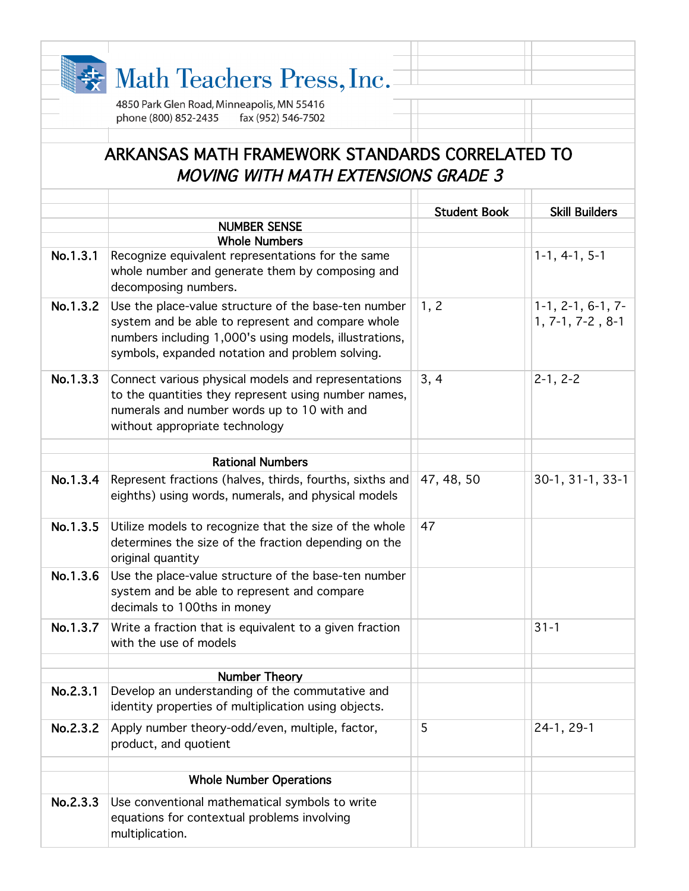Math Teachers Press, Inc.

4850 Park Glen Road, Minneapolis, MN 55416
phone (800) 852-2435 fax (952) 546-7502

# ARKANSAS MATH FRAMEWORK STANDARDS CORRELATED TO *MOVING WITH MATH EXTENSIONS GRADE 3*

| | | Student Book | Skill Builders |
|---|---|---|---|
| | **NUMBER SENSE** | | |
| | **Whole Numbers** | | |
| **No.1.3.1** | Recognize equivalent representations for the same whole number and generate them by composing and decomposing numbers. | | 1-1, 4-1, 5-1 |
| **No.1.3.2** | Use the place-value structure of the base-ten number system and be able to represent and compare whole numbers including 1,000's using models, illustrations, symbols, expanded notation and problem solving. | 1, 2 | 1-1, 2-1, 6-1, 7-1, 7-1, 7-2 , 8-1 |
| **No.1.3.3** | Connect various physical models and representations to the quantities they represent using number names, numerals and number words up to 10 with and without appropriate technology | 3, 4 | 2-1, 2-2 |
| | | | |
| | **Rational Numbers** | | |
| **No.1.3.4** | Represent fractions (halves, thirds, fourths, sixths and eighths) using words, numerals, and physical models | 47, 48, 50 | 30-1, 31-1, 33-1 |
| **No.1.3.5** | Utilize models to recognize that the size of the whole determines the size of the fraction depending on the original quantity | 47 | |
| **No.1.3.6** | Use the place-value structure of the base-ten number system and be able to represent and compare decimals to 100ths in money | | |
| **No.1.3.7** | Write a fraction that is equivalent to a given fraction with the use of models | | 31-1 |
| | | | |
| | **Number Theory** | | |
| **No.2.3.1** | Develop an understanding of the commutative and identity properties of multiplication using objects. | | |
| **No.2.3.2** | Apply number theory-odd/even, multiple, factor, product, and quotient | 5 | 24-1, 29-1 |
| | | | |
| | **Whole Number Operations** | | |
| **No.2.3.3** | Use conventional mathematical symbols to write equations for contextual problems involving multiplication. | | |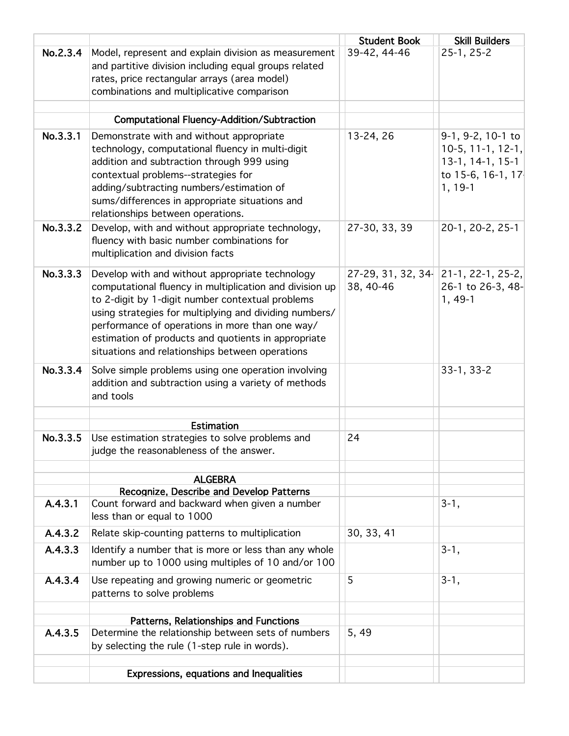|  |  | Student Book | Skill Builders |
| --- | --- | --- | --- |
| No.2.3.4 | Model, represent and explain division as measurement and partitive division including equal groups related rates, price rectangular arrays (area model) combinations and multiplicative comparison | 39-42, 44-46 | 25-1, 25-2 |
|  |  |  |  |
|  | **Computational Fluency-Addition/Subtraction** |  |  |
| No.3.3.1 | Demonstrate with and without appropriate technology, computational fluency in multi-digit addition and subtraction through 999 using contextual problems--strategies for adding/subtracting numbers/estimation of sums/differences in appropriate situations and relationships between operations. | 13-24, 26 | 9-1, 9-2, 10-1 to 10-5, 11-1, 12-1, 13-1, 14-1, 15-1 to 15-6, 16-1, 17-1, 19-1 |
| No.3.3.2 | Develop, with and without appropriate technology, fluency with basic number combinations for multiplication and division facts | 27-30, 33, 39 | 20-1, 20-2, 25-1 |
| No.3.3.3 | Develop with and without appropriate technology computational fluency in multiplication and division up to 2-digit by 1-digit number contextual problems using strategies for multiplying and dividing numbers/ performance of operations in more than one way/ estimation of products and quotients in appropriate situations and relationships between operations | 27-29, 31, 32, 34-38, 40-46 | 21-1, 22-1, 25-2, 26-1 to 26-3, 48-1, 49-1 |
| No.3.3.4 | Solve simple problems using one operation involving addition and subtraction using a variety of methods and tools |  | 33-1, 33-2 |
|  |  |  |  |
|  | **Estimation** |  |  |
| No.3.3.5 | Use estimation strategies to solve problems and judge the reasonableness of the answer. | 24 |  |
|  |  |  |  |
|  | **ALGEBRA** |  |  |
|  | **Recognize, Describe and Develop Patterns** |  |  |
| A.4.3.1 | Count forward and backward when given a number less than or equal to 1000 |  | 3-1, |
| A.4.3.2 | Relate skip-counting patterns to multiplication | 30, 33, 41 |  |
| A.4.3.3 | Identify a number that is more or less than any whole number up to 1000 using multiples of 10 and/or 100 |  | 3-1, |
| A.4.3.4 | Use repeating and growing numeric or geometric patterns to solve problems | 5 | 3-1, |
|  |  |  |  |
|  | **Patterns, Relationships and Functions** |  |  |
| A.4.3.5 | Determine the relationship between sets of numbers by selecting the rule (1-step rule in words). | 5, 49 |  |
|  |  |  |  |
|  | **Expressions, equations and Inequalities** |  |  |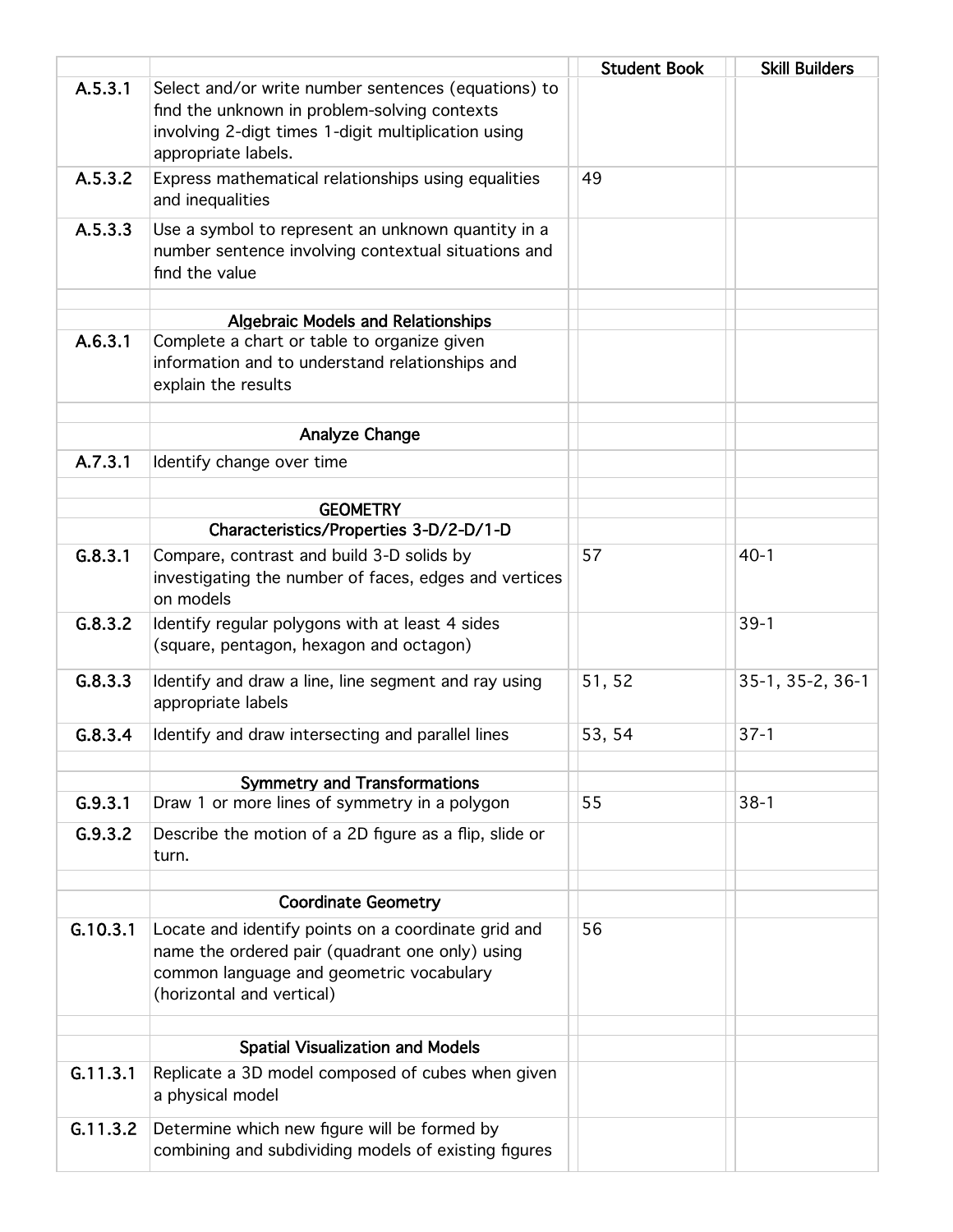| | | Student Book | Skill Builders |
|---|---|---|---|
| A.5.3.1 | Select and/or write number sentences (equations) to find the unknown in problem-solving contexts involving 2-digt times 1-digit multiplication using appropriate labels. | | |
| A.5.3.2 | Express mathematical relationships using equalities and inequalities | 49 | |
| A.5.3.3 | Use a symbol to represent an unknown quantity in a number sentence involving contextual situations and find the value | | |
| | | | |
| | **Algebraic Models and Relationships** | | |
| A.6.3.1 | Complete a chart or table to organize given information and to understand relationships and explain the results | | |
| | | | |
| | **Analyze Change** | | |
| A.7.3.1 | Identify change over time | | |
| | | | |
| | **GEOMETRY** | | |
| | **Characteristics/Properties 3-D/2-D/1-D** | | |
| G.8.3.1 | Compare, contrast and build 3-D solids by investigating the number of faces, edges and vertices on models | 57 | 40-1 |
| G.8.3.2 | Identify regular polygons with at least 4 sides (square, pentagon, hexagon and octagon) | | 39-1 |
| G.8.3.3 | Identify and draw a line, line segment and ray using appropriate labels | 51, 52 | 35-1, 35-2, 36-1 |
| G.8.3.4 | Identify and draw intersecting and parallel lines | 53, 54 | 37-1 |
| | | | |
| | **Symmetry and Transformations** | | |
| G.9.3.1 | Draw 1 or more lines of symmetry in a polygon | 55 | 38-1 |
| G.9.3.2 | Describe the motion of a 2D figure as a flip, slide or turn. | | |
| | | | |
| | **Coordinate Geometry** | | |
| G.10.3.1 | Locate and identify points on a coordinate grid and name the ordered pair (quadrant one only) using common language and geometric vocabulary (horizontal and vertical) | 56 | |
| | | | |
| | **Spatial Visualization and Models** | | |
| G.11.3.1 | Replicate a 3D model composed of cubes when given a physical model | | |
| G.11.3.2 | Determine which new figure will be formed by combining and subdividing models of existing figures | | |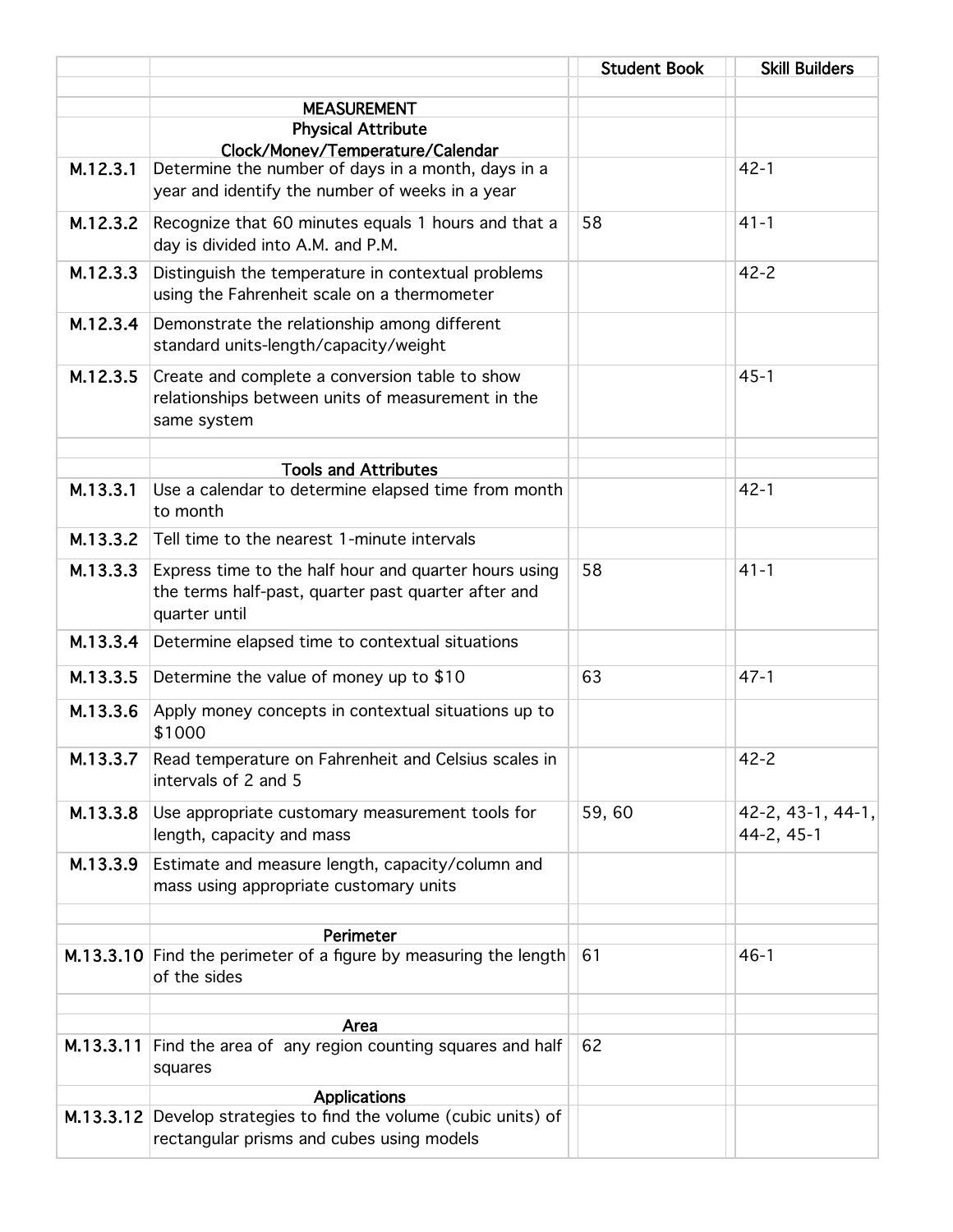| | | Student Book | Skill Builders |
|---|---|---|---|
| | | | |
| | MEASUREMENT | | |
| | Physical Attribute | | |
| | Clock/Money/Temperature/Calendar | | |
| M.12.3.1 | Determine the number of days in a month, days in a year and identify the number of weeks in a year | | 42-1 |
| M.12.3.2 | Recognize that 60 minutes equals 1 hours and that a day is divided into A.M. and P.M. | 58 | 41-1 |
| M.12.3.3 | Distinguish the temperature in contextual problems using the Fahrenheit scale on a thermometer | | 42-2 |
| M.12.3.4 | Demonstrate the relationship among different standard units-length/capacity/weight | | |
| M.12.3.5 | Create and complete a conversion table to show relationships between units of measurement in the same system | | 45-1 |
| | | | |
| | Tools and Attributes | | |
| M.13.3.1 | Use a calendar to determine elapsed time from month to month | | 42-1 |
| M.13.3.2 | Tell time to the nearest 1-minute intervals | | |
| M.13.3.3 | Express time to the half hour and quarter hours using the terms half-past, quarter past quarter after and quarter until | 58 | 41-1 |
| M.13.3.4 | Determine elapsed time to contextual situations | | |
| M.13.3.5 | Determine the value of money up to $10 | 63 | 47-1 |
| M.13.3.6 | Apply money concepts in contextual situations up to $1000 | | |
| M.13.3.7 | Read temperature on Fahrenheit and Celsius scales in intervals of 2 and 5 | | 42-2 |
| M.13.3.8 | Use appropriate customary measurement tools for length, capacity and mass | 59, 60 | 42-2, 43-1, 44-1, 44-2, 45-1 |
| M.13.3.9 | Estimate and measure length, capacity/column and mass using appropriate customary units | | |
| | | | |
| | Perimeter | | |
| M.13.3.10 | Find the perimeter of a figure by measuring the length of the sides | 61 | 46-1 |
| | | | |
| | Area | | |
| M.13.3.11 | Find the area of any region counting squares and half squares | 62 | |
| | Applications | | |
| M.13.3.12 | Develop strategies to find the volume (cubic units) of rectangular prisms and cubes using models | | |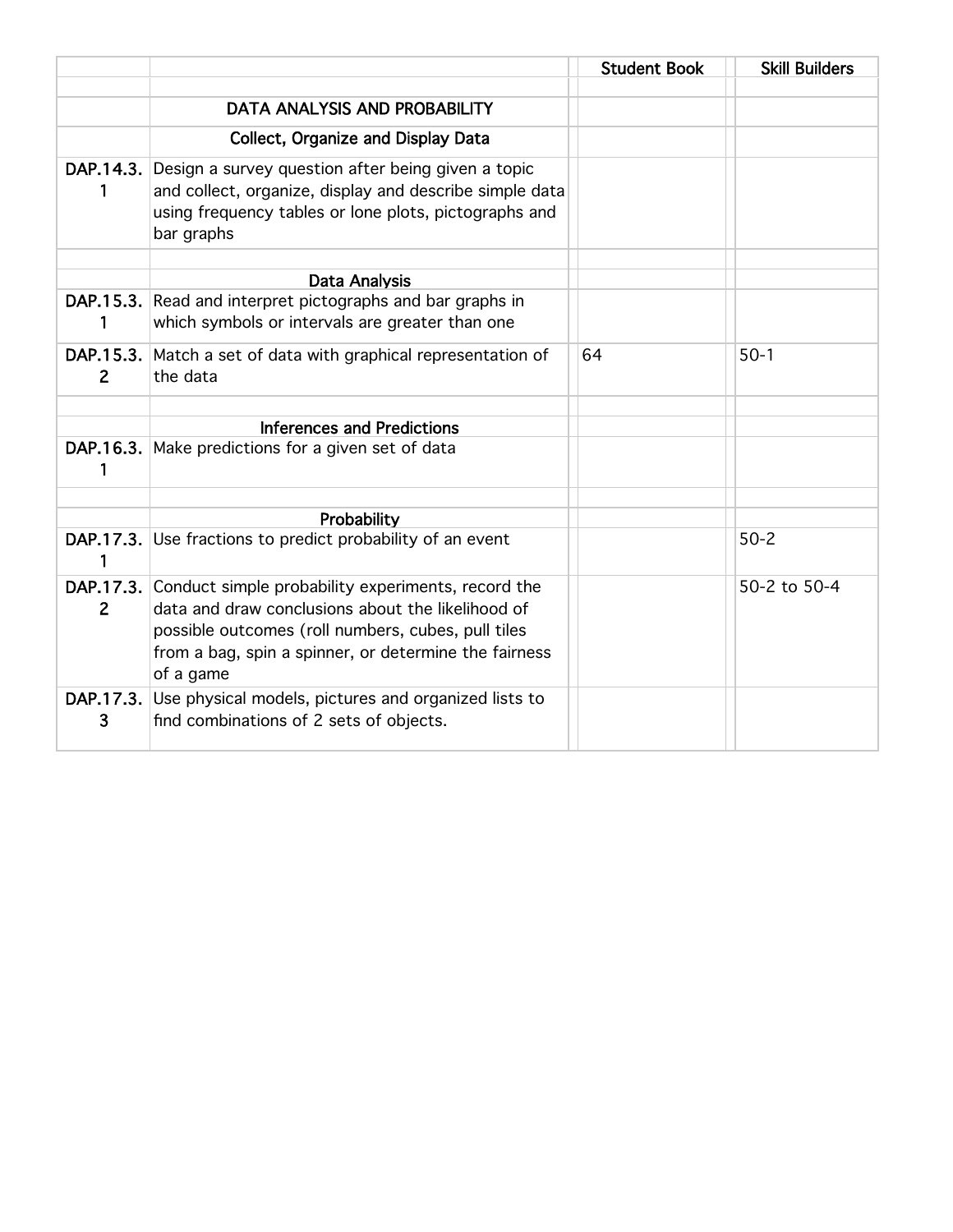| | | Student Book | Skill Builders |
|---|---|---|---|
| | | | |
| | DATA ANALYSIS AND PROBABILITY | | |
| | Collect, Organize and Display Data | | |
| **DAP.14.3.1** | Design a survey question after being given a topic and collect, organize, display and describe simple data using frequency tables or lone plots, pictographs and bar graphs | | |
| | | | |
| | Data Analysis | | |
| **DAP.15.3.1** | Read and interpret pictographs and bar graphs in which symbols or intervals are greater than one | | |
| **DAP.15.3.2** | Match a set of data with graphical representation of the data | 64 | 50-1 |
| | | | |
| | Inferences and Predictions | | |
| **DAP.16.3.1** | Make predictions for a given set of data | | |
| | | | |
| | Probability | | |
| **DAP.17.3.1** | Use fractions to predict probability of an event | | 50-2 |
| **DAP.17.3.2** | Conduct simple probability experiments, record the data and draw conclusions about the likelihood of possible outcomes (roll numbers, cubes, pull tiles from a bag, spin a spinner, or determine the fairness of a game | | 50-2 to 50-4 |
| **DAP.17.3.3** | Use physical models, pictures and organized lists to find combinations of 2 sets of objects. | | |